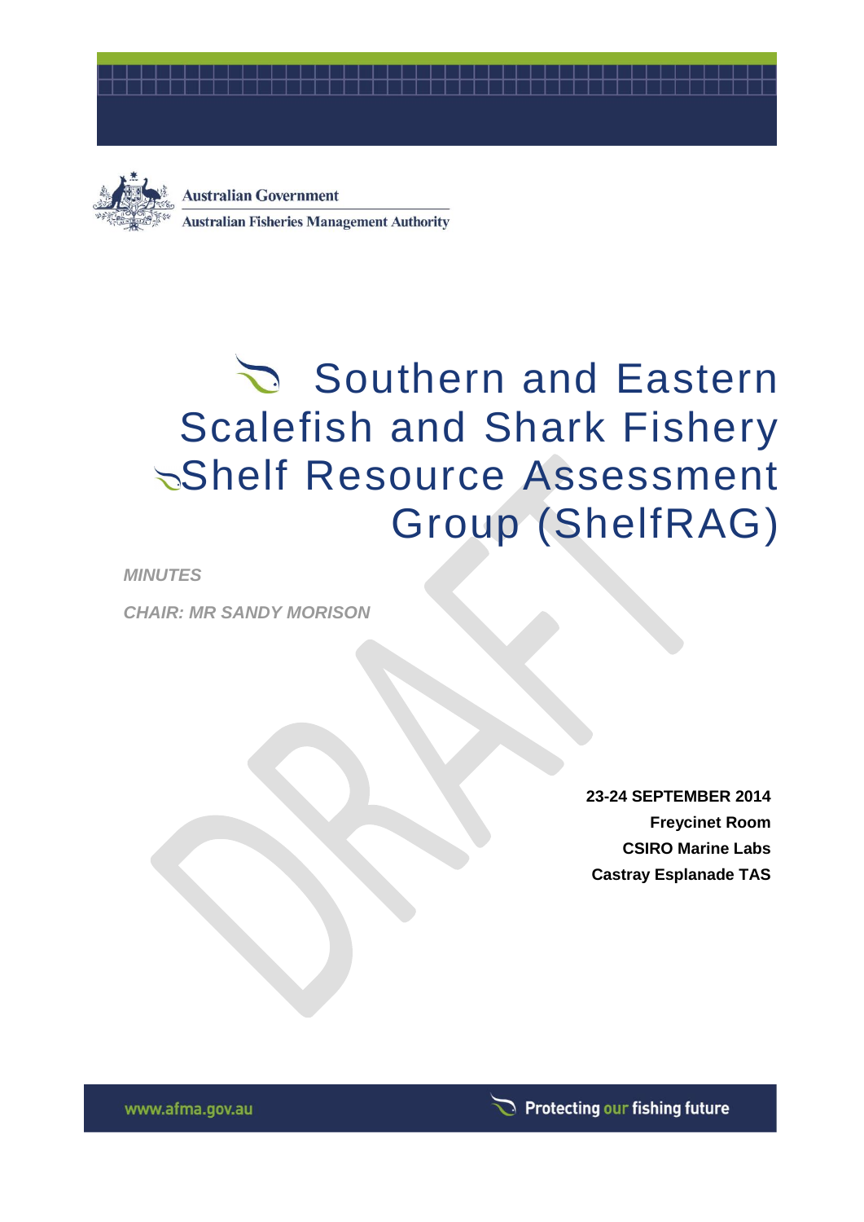Australian Government

Australian Fisheries Management Authority

# Southern and Eastern Scalefish and Shark Fishery Shelf Resource Assessment Group (ShelfRAG)

***MINUTES***

***CHAIR: MR SANDY MORISON***

**23-24 SEPTEMBER 2014**
**Freycinet Room**
**CSIRO Marine Labs**
**Castray Esplanade TAS**

www.afma.gov.au

Protecting our fishing future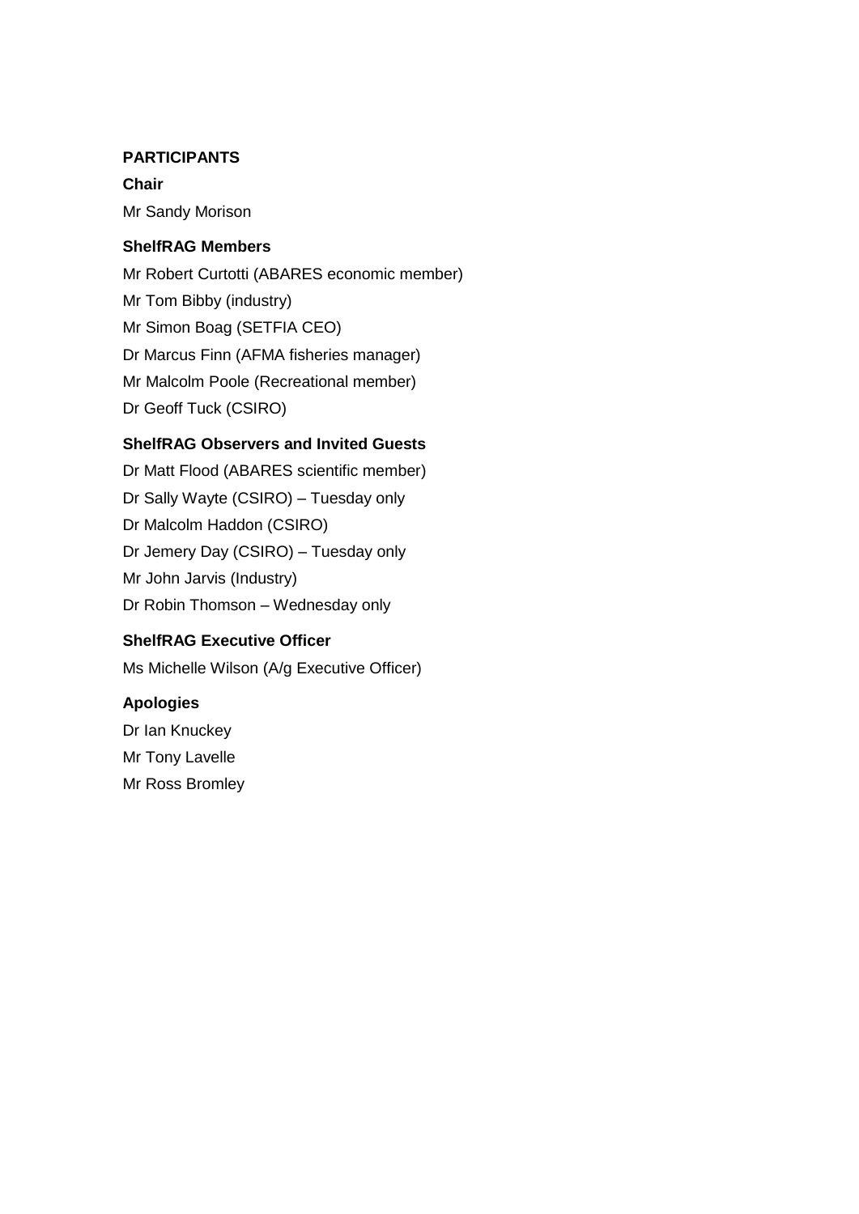## PARTICIPANTS

### Chair

Mr Sandy Morison

### ShelfRAG Members

Mr Robert Curtotti (ABARES economic member)

Mr Tom Bibby (industry)

Mr Simon Boag (SETFIA CEO)

Dr Marcus Finn (AFMA fisheries manager)

Mr Malcolm Poole (Recreational member)

Dr Geoff Tuck (CSIRO)

### ShelfRAG Observers and Invited Guests

Dr Matt Flood (ABARES scientific member)

Dr Sally Wayte (CSIRO) – Tuesday only

Dr Malcolm Haddon (CSIRO)

Dr Jemery Day (CSIRO) – Tuesday only

Mr John Jarvis (Industry)

Dr Robin Thomson – Wednesday only

### ShelfRAG Executive Officer

Ms Michelle Wilson (A/g Executive Officer)

### Apologies

Dr Ian Knuckey

Mr Tony Lavelle

Mr Ross Bromley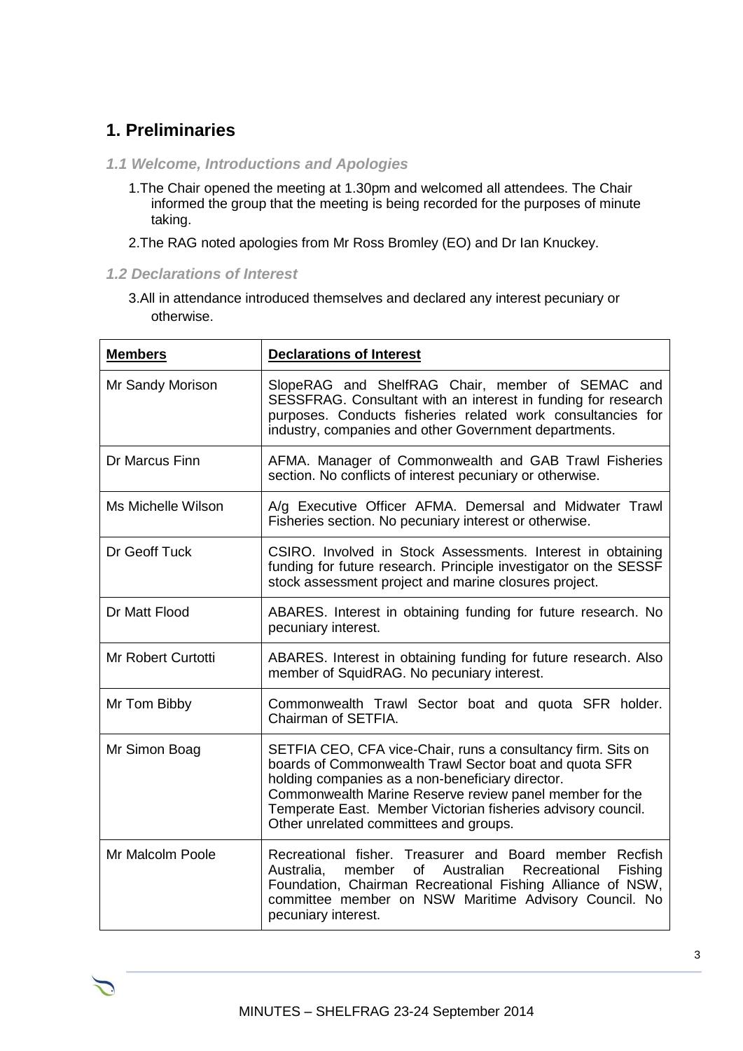# 1. Preliminaries

### *1.1 Welcome, Introductions and Apologies*

1. The Chair opened the meeting at 1.30pm and welcomed all attendees. The Chair informed the group that the meeting is being recorded for the purposes of minute taking.

2. The RAG noted apologies from Mr Ross Bromley (EO) and Dr Ian Knuckey.

### *1.2 Declarations of Interest*

3. All in attendance introduced themselves and declared any interest pecuniary or otherwise.

| **Members** | **Declarations of Interest** |
|---|---|
| Mr Sandy Morison | SlopeRAG and ShelfRAG Chair, member of SEMAC and SESSFRAG. Consultant with an interest in funding for research purposes. Conducts fisheries related work consultancies for industry, companies and other Government departments. |
| Dr Marcus Finn | AFMA. Manager of Commonwealth and GAB Trawl Fisheries section. No conflicts of interest pecuniary or otherwise. |
| Ms Michelle Wilson | A/g Executive Officer AFMA. Demersal and Midwater Trawl Fisheries section. No pecuniary interest or otherwise. |
| Dr Geoff Tuck | CSIRO. Involved in Stock Assessments. Interest in obtaining funding for future research. Principle investigator on the SESSF stock assessment project and marine closures project. |
| Dr Matt Flood | ABARES. Interest in obtaining funding for future research. No pecuniary interest. |
| Mr Robert Curtotti | ABARES. Interest in obtaining funding for future research. Also member of SquidRAG. No pecuniary interest. |
| Mr Tom Bibby | Commonwealth Trawl Sector boat and quota SFR holder. Chairman of SETFIA. |
| Mr Simon Boag | SETFIA CEO, CFA vice-Chair, runs a consultancy firm. Sits on boards of Commonwealth Trawl Sector boat and quota SFR holding companies as a non-beneficiary director. Commonwealth Marine Reserve review panel member for the Temperate East. Member Victorian fisheries advisory council. Other unrelated committees and groups. |
| Mr Malcolm Poole | Recreational fisher. Treasurer and Board member Recfish Australia, member of Australian Recreational Fishing Foundation, Chairman Recreational Fishing Alliance of NSW, committee member on NSW Maritime Advisory Council. No pecuniary interest. |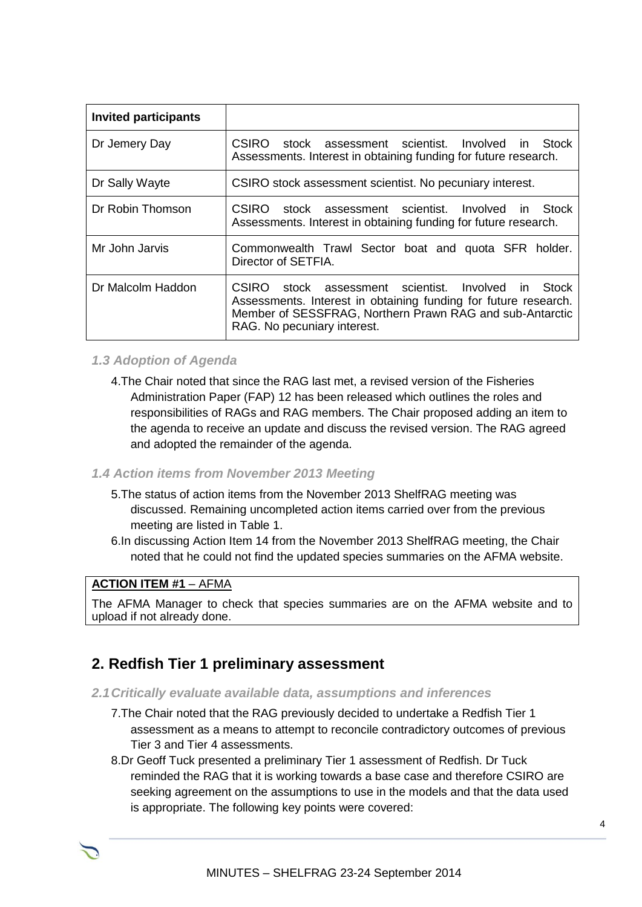| Invited participants | |
|---|---|
| Dr Jemery Day | CSIRO stock assessment scientist. Involved in Stock Assessments. Interest in obtaining funding for future research. |
| Dr Sally Wayte | CSIRO stock assessment scientist. No pecuniary interest. |
| Dr Robin Thomson | CSIRO stock assessment scientist. Involved in Stock Assessments. Interest in obtaining funding for future research. |
| Mr John Jarvis | Commonwealth Trawl Sector boat and quota SFR holder. Director of SETFIA. |
| Dr Malcolm Haddon | CSIRO stock assessment scientist. Involved in Stock Assessments. Interest in obtaining funding for future research. Member of SESSFRAG, Northern Prawn RAG and sub-Antarctic RAG. No pecuniary interest. |

### *1.3 Adoption of Agenda*

4. The Chair noted that since the RAG last met, a revised version of the Fisheries Administration Paper (FAP) 12 has been released which outlines the roles and responsibilities of RAGs and RAG members. The Chair proposed adding an item to the agenda to receive an update and discuss the revised version. The RAG agreed and adopted the remainder of the agenda.

### *1.4 Action items from November 2013 Meeting*

5. The status of action items from the November 2013 ShelfRAG meeting was discussed. Remaining uncompleted action items carried over from the previous meeting are listed in Table 1.
6. In discussing Action Item 14 from the November 2013 ShelfRAG meeting, the Chair noted that he could not find the updated species summaries on the AFMA website.

**ACTION ITEM #1** – AFMA

The AFMA Manager to check that species summaries are on the AFMA website and to upload if not already done.

## 2. Redfish Tier 1 preliminary assessment

### *2.1 Critically evaluate available data, assumptions and inferences*

7. The Chair noted that the RAG previously decided to undertake a Redfish Tier 1 assessment as a means to attempt to reconcile contradictory outcomes of previous Tier 3 and Tier 4 assessments.
8. Dr Geoff Tuck presented a preliminary Tier 1 assessment of Redfish. Dr Tuck reminded the RAG that it is working towards a base case and therefore CSIRO are seeking agreement on the assumptions to use in the models and that the data used is appropriate. The following key points were covered: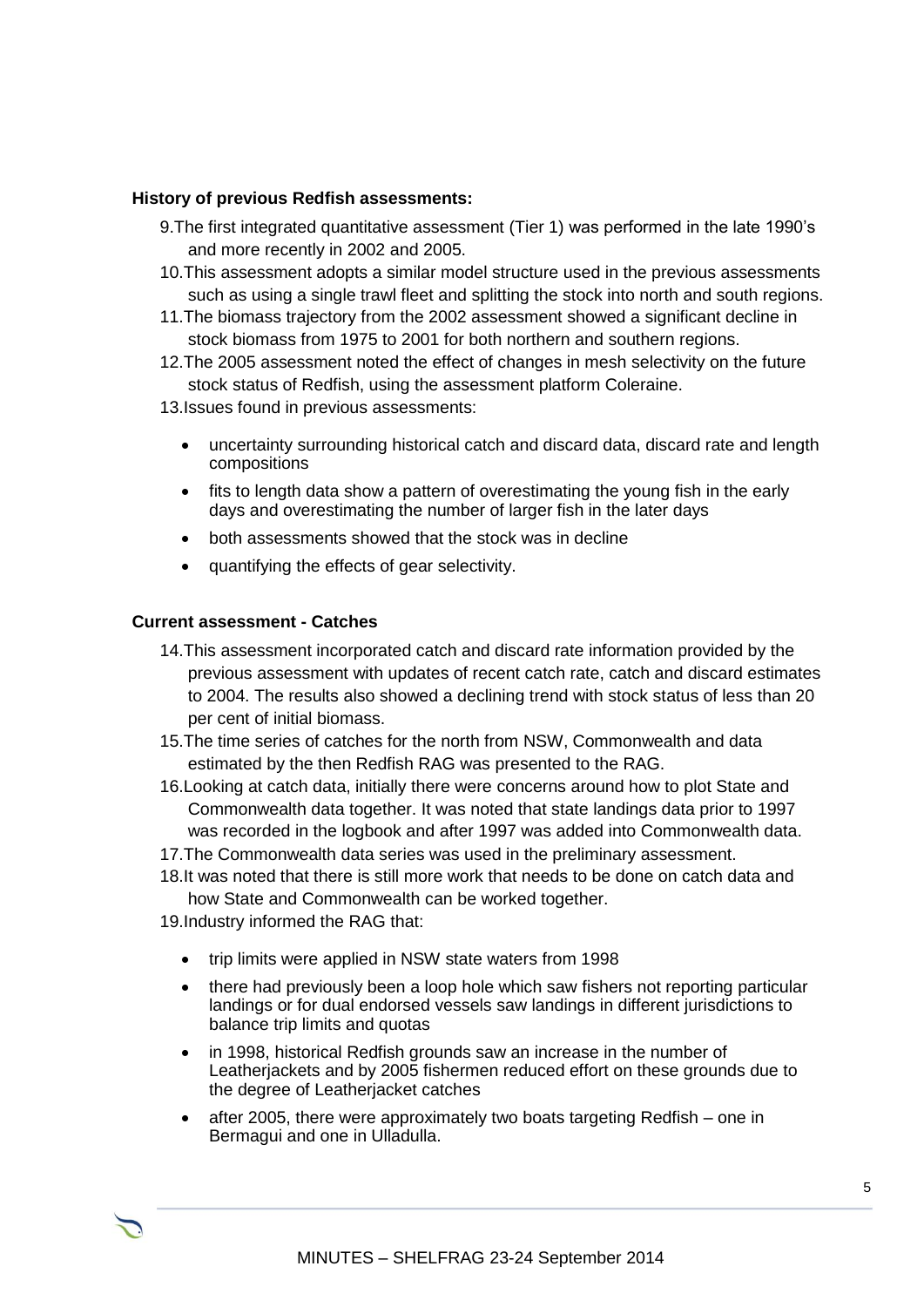**History of previous Redfish assessments:**

9. The first integrated quantitative assessment (Tier 1) was performed in the late 1990's and more recently in 2002 and 2005.
10. This assessment adopts a similar model structure used in the previous assessments such as using a single trawl fleet and splitting the stock into north and south regions.
11. The biomass trajectory from the 2002 assessment showed a significant decline in stock biomass from 1975 to 2001 for both northern and southern regions.
12. The 2005 assessment noted the effect of changes in mesh selectivity on the future stock status of Redfish, using the assessment platform Coleraine.
13. Issues found in previous assessments:
    - uncertainty surrounding historical catch and discard data, discard rate and length compositions
    - fits to length data show a pattern of overestimating the young fish in the early days and overestimating the number of larger fish in the later days
    - both assessments showed that the stock was in decline
    - quantifying the effects of gear selectivity.

**Current assessment - Catches**

14. This assessment incorporated catch and discard rate information provided by the previous assessment with updates of recent catch rate, catch and discard estimates to 2004. The results also showed a declining trend with stock status of less than 20 per cent of initial biomass.
15. The time series of catches for the north from NSW, Commonwealth and data estimated by the then Redfish RAG was presented to the RAG.
16. Looking at catch data, initially there were concerns around how to plot State and Commonwealth data together. It was noted that state landings data prior to 1997 was recorded in the logbook and after 1997 was added into Commonwealth data.
17. The Commonwealth data series was used in the preliminary assessment.
18. It was noted that there is still more work that needs to be done on catch data and how State and Commonwealth can be worked together.
19. Industry informed the RAG that:
    - trip limits were applied in NSW state waters from 1998
    - there had previously been a loop hole which saw fishers not reporting particular landings or for dual endorsed vessels saw landings in different jurisdictions to balance trip limits and quotas
    - in 1998, historical Redfish grounds saw an increase in the number of Leatherjackets and by 2005 fishermen reduced effort on these grounds due to the degree of Leatherjacket catches
    - after 2005, there were approximately two boats targeting Redfish – one in Bermagui and one in Ulladulla.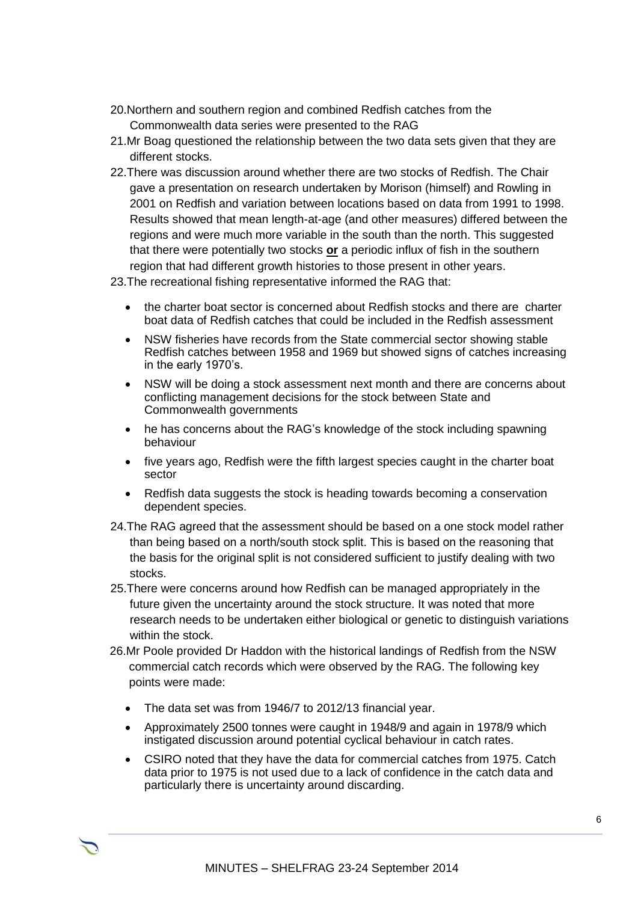20. Northern and southern region and combined Redfish catches from the Commonwealth data series were presented to the RAG
21. Mr Boag questioned the relationship between the two data sets given that they are different stocks.
22. There was discussion around whether there are two stocks of Redfish. The Chair gave a presentation on research undertaken by Morison (himself) and Rowling in 2001 on Redfish and variation between locations based on data from 1991 to 1998. Results showed that mean length-at-age (and other measures) differed between the regions and were much more variable in the south than the north. This suggested that there were potentially two stocks **<u>or</u>** a periodic influx of fish in the southern region that had different growth histories to those present in other years.
23. The recreational fishing representative informed the RAG that:
    - the charter boat sector is concerned about Redfish stocks and there are charter boat data of Redfish catches that could be included in the Redfish assessment
    - NSW fisheries have records from the State commercial sector showing stable Redfish catches between 1958 and 1969 but showed signs of catches increasing in the early 1970's.
    - NSW will be doing a stock assessment next month and there are concerns about conflicting management decisions for the stock between State and Commonwealth governments
    - he has concerns about the RAG's knowledge of the stock including spawning behaviour
    - five years ago, Redfish were the fifth largest species caught in the charter boat sector
    - Redfish data suggests the stock is heading towards becoming a conservation dependent species.
24. The RAG agreed that the assessment should be based on a one stock model rather than being based on a north/south stock split. This is based on the reasoning that the basis for the original split is not considered sufficient to justify dealing with two stocks.
25. There were concerns around how Redfish can be managed appropriately in the future given the uncertainty around the stock structure. It was noted that more research needs to be undertaken either biological or genetic to distinguish variations within the stock.
26. Mr Poole provided Dr Haddon with the historical landings of Redfish from the NSW commercial catch records which were observed by the RAG. The following key points were made:
    - The data set was from 1946/7 to 2012/13 financial year.
    - Approximately 2500 tonnes were caught in 1948/9 and again in 1978/9 which instigated discussion around potential cyclical behaviour in catch rates.
    - CSIRO noted that they have the data for commercial catches from 1975. Catch data prior to 1975 is not used due to a lack of confidence in the catch data and particularly there is uncertainty around discarding.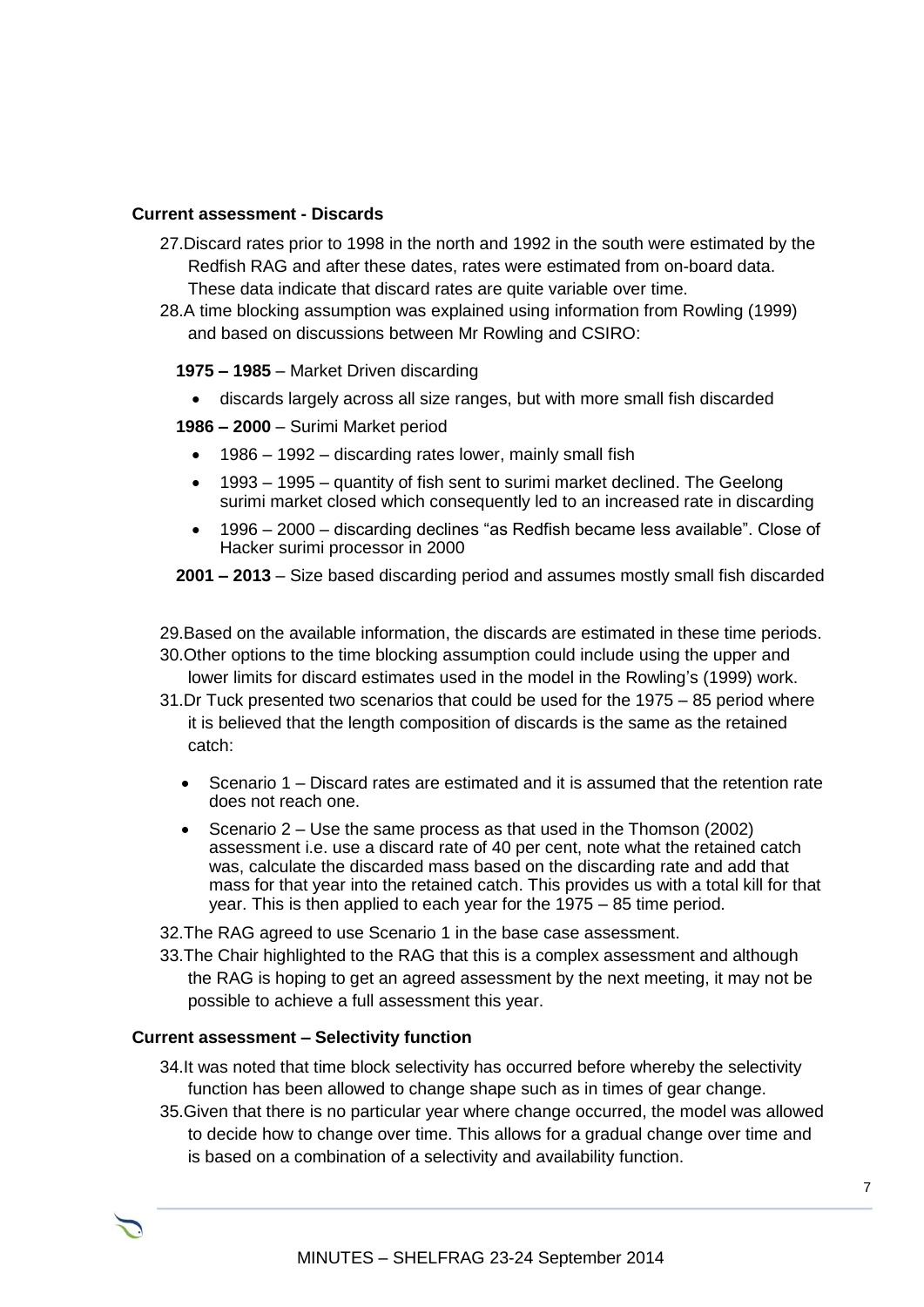### Current assessment - Discards

27. Discard rates prior to 1998 in the north and 1992 in the south were estimated by the Redfish RAG and after these dates, rates were estimated from on-board data. These data indicate that discard rates are quite variable over time.
28. A time blocking assumption was explained using information from Rowling (1999) and based on discussions between Mr Rowling and CSIRO:

**1975 – 1985** – Market Driven discarding

- discards largely across all size ranges, but with more small fish discarded

**1986 – 2000** – Surimi Market period

- 1986 – 1992 – discarding rates lower, mainly small fish
- 1993 – 1995 – quantity of fish sent to surimi market declined. The Geelong surimi market closed which consequently led to an increased rate in discarding
- 1996 – 2000 – discarding declines "as Redfish became less available". Close of Hacker surimi processor in 2000

**2001 – 2013** – Size based discarding period and assumes mostly small fish discarded

29. Based on the available information, the discards are estimated in these time periods.
30. Other options to the time blocking assumption could include using the upper and lower limits for discard estimates used in the model in the Rowling's (1999) work.
31. Dr Tuck presented two scenarios that could be used for the 1975 – 85 period where it is believed that the length composition of discards is the same as the retained catch:
    - Scenario 1 – Discard rates are estimated and it is assumed that the retention rate does not reach one.
    - Scenario 2 – Use the same process as that used in the Thomson (2002) assessment i.e. use a discard rate of 40 per cent, note what the retained catch was, calculate the discarded mass based on the discarding rate and add that mass for that year into the retained catch. This provides us with a total kill for that year. This is then applied to each year for the 1975 – 85 time period.
32. The RAG agreed to use Scenario 1 in the base case assessment.
33. The Chair highlighted to the RAG that this is a complex assessment and although the RAG is hoping to get an agreed assessment by the next meeting, it may not be possible to achieve a full assessment this year.

### Current assessment – Selectivity function

34. It was noted that time block selectivity has occurred before whereby the selectivity function has been allowed to change shape such as in times of gear change.
35. Given that there is no particular year where change occurred, the model was allowed to decide how to change over time. This allows for a gradual change over time and is based on a combination of a selectivity and availability function.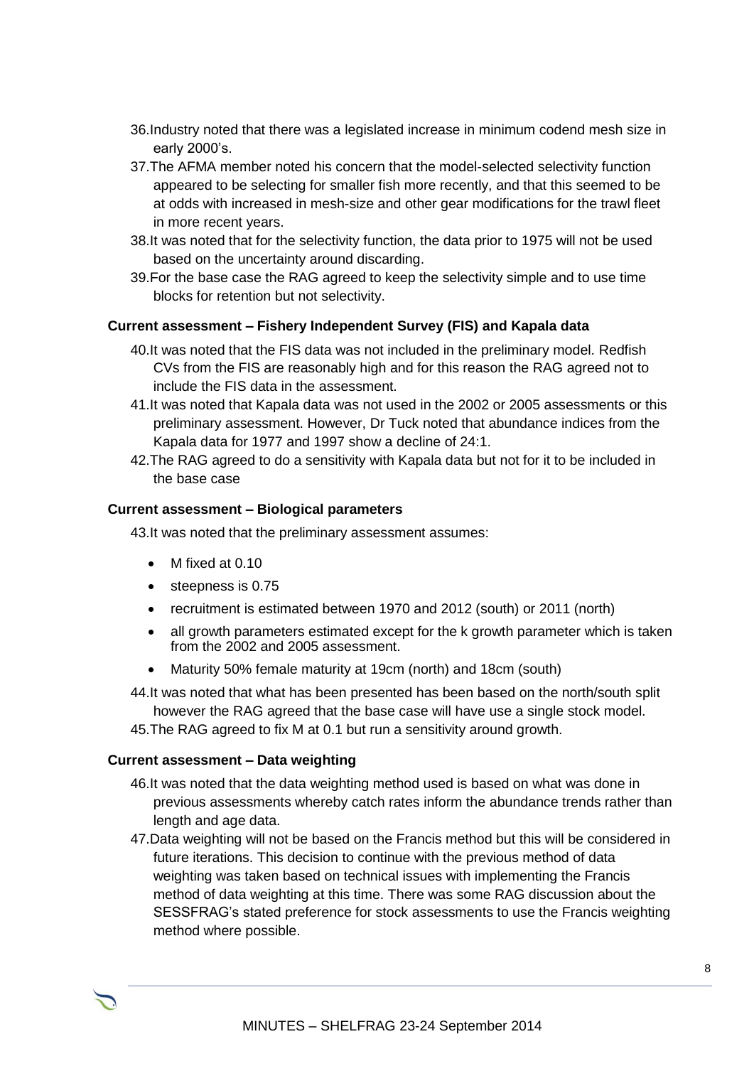36. Industry noted that there was a legislated increase in minimum codend mesh size in early 2000's.
37. The AFMA member noted his concern that the model-selected selectivity function appeared to be selecting for smaller fish more recently, and that this seemed to be at odds with increased in mesh-size and other gear modifications for the trawl fleet in more recent years.
38. It was noted that for the selectivity function, the data prior to 1975 will not be used based on the uncertainty around discarding.
39. For the base case the RAG agreed to keep the selectivity simple and to use time blocks for retention but not selectivity.

### Current assessment – Fishery Independent Survey (FIS) and Kapala data

40. It was noted that the FIS data was not included in the preliminary model. Redfish CVs from the FIS are reasonably high and for this reason the RAG agreed not to include the FIS data in the assessment.
41. It was noted that Kapala data was not used in the 2002 or 2005 assessments or this preliminary assessment. However, Dr Tuck noted that abundance indices from the Kapala data for 1977 and 1997 show a decline of 24:1.
42. The RAG agreed to do a sensitivity with Kapala data but not for it to be included in the base case

### Current assessment – Biological parameters

43. It was noted that the preliminary assessment assumes:

- M fixed at 0.10
- steepness is 0.75
- recruitment is estimated between 1970 and 2012 (south) or 2011 (north)
- all growth parameters estimated except for the k growth parameter which is taken from the 2002 and 2005 assessment.
- Maturity 50% female maturity at 19cm (north) and 18cm (south)

44. It was noted that what has been presented has been based on the north/south split however the RAG agreed that the base case will have use a single stock model.
45. The RAG agreed to fix M at 0.1 but run a sensitivity around growth.

### Current assessment – Data weighting

46. It was noted that the data weighting method used is based on what was done in previous assessments whereby catch rates inform the abundance trends rather than length and age data.
47. Data weighting will not be based on the Francis method but this will be considered in future iterations. This decision to continue with the previous method of data weighting was taken based on technical issues with implementing the Francis method of data weighting at this time. There was some RAG discussion about the SESSFRAG's stated preference for stock assessments to use the Francis weighting method where possible.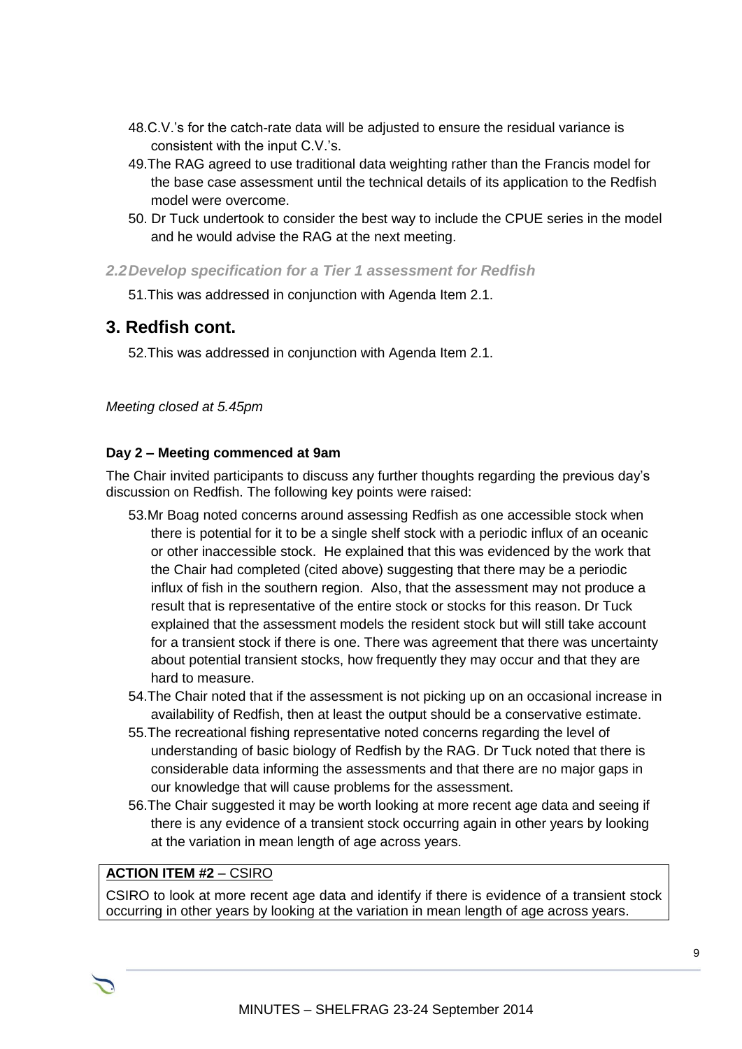48. C.V.'s for the catch-rate data will be adjusted to ensure the residual variance is consistent with the input C.V.'s.
49. The RAG agreed to use traditional data weighting rather than the Francis model for the base case assessment until the technical details of its application to the Redfish model were overcome.
50. Dr Tuck undertook to consider the best way to include the CPUE series in the model and he would advise the RAG at the next meeting.

### *2.2 Develop specification for a Tier 1 assessment for Redfish*

51. This was addressed in conjunction with Agenda Item 2.1.

## 3. Redfish cont.

52. This was addressed in conjunction with Agenda Item 2.1.

*Meeting closed at 5.45pm*

**Day 2 – Meeting commenced at 9am**

The Chair invited participants to discuss any further thoughts regarding the previous day's discussion on Redfish. The following key points were raised:

53. Mr Boag noted concerns around assessing Redfish as one accessible stock when there is potential for it to be a single shelf stock with a periodic influx of an oceanic or other inaccessible stock. He explained that this was evidenced by the work that the Chair had completed (cited above) suggesting that there may be a periodic influx of fish in the southern region. Also, that the assessment may not produce a result that is representative of the entire stock or stocks for this reason. Dr Tuck explained that the assessment models the resident stock but will still take account for a transient stock if there is one. There was agreement that there was uncertainty about potential transient stocks, how frequently they may occur and that they are hard to measure.
54. The Chair noted that if the assessment is not picking up on an occasional increase in availability of Redfish, then at least the output should be a conservative estimate.
55. The recreational fishing representative noted concerns regarding the level of understanding of basic biology of Redfish by the RAG. Dr Tuck noted that there is considerable data informing the assessments and that there are no major gaps in our knowledge that will cause problems for the assessment.
56. The Chair suggested it may be worth looking at more recent age data and seeing if there is any evidence of a transient stock occurring again in other years by looking at the variation in mean length of age across years.

**ACTION ITEM #2** – CSIRO

CSIRO to look at more recent age data and identify if there is evidence of a transient stock occurring in other years by looking at the variation in mean length of age across years.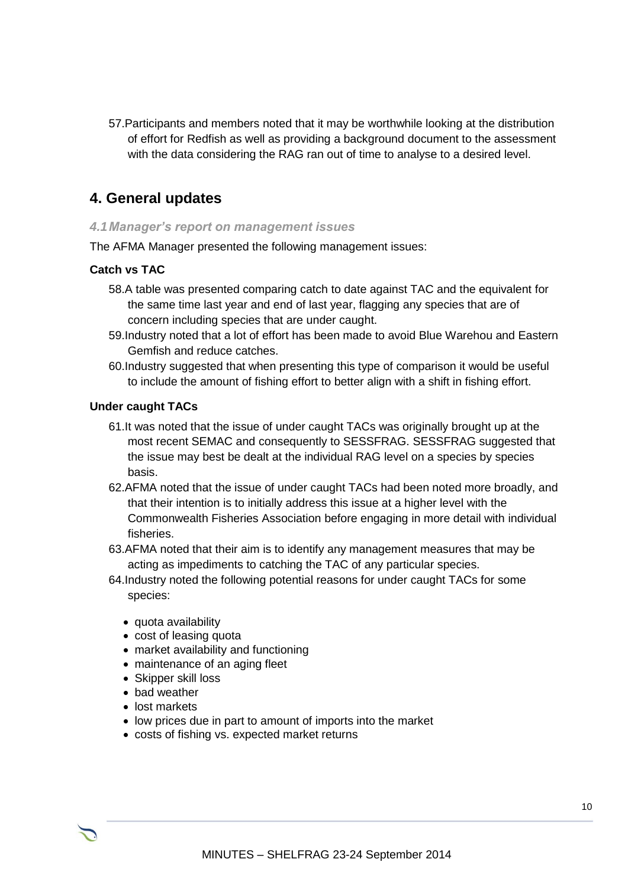57. Participants and members noted that it may be worthwhile looking at the distribution of effort for Redfish as well as providing a background document to the assessment with the data considering the RAG ran out of time to analyse to a desired level.

## 4. General updates

### *4.1 Manager's report on management issues*

The AFMA Manager presented the following management issues:

**Catch vs TAC**

58. A table was presented comparing catch to date against TAC and the equivalent for the same time last year and end of last year, flagging any species that are of concern including species that are under caught.
59. Industry noted that a lot of effort has been made to avoid Blue Warehou and Eastern Gemfish and reduce catches.
60. Industry suggested that when presenting this type of comparison it would be useful to include the amount of fishing effort to better align with a shift in fishing effort.

**Under caught TACs**

61. It was noted that the issue of under caught TACs was originally brought up at the most recent SEMAC and consequently to SESSFRAG. SESSFRAG suggested that the issue may best be dealt at the individual RAG level on a species by species basis.
62. AFMA noted that the issue of under caught TACs had been noted more broadly, and that their intention is to initially address this issue at a higher level with the Commonwealth Fisheries Association before engaging in more detail with individual fisheries.
63. AFMA noted that their aim is to identify any management measures that may be acting as impediments to catching the TAC of any particular species.
64. Industry noted the following potential reasons for under caught TACs for some species:
    - quota availability
    - cost of leasing quota
    - market availability and functioning
    - maintenance of an aging fleet
    - Skipper skill loss
    - bad weather
    - lost markets
    - low prices due in part to amount of imports into the market
    - costs of fishing vs. expected market returns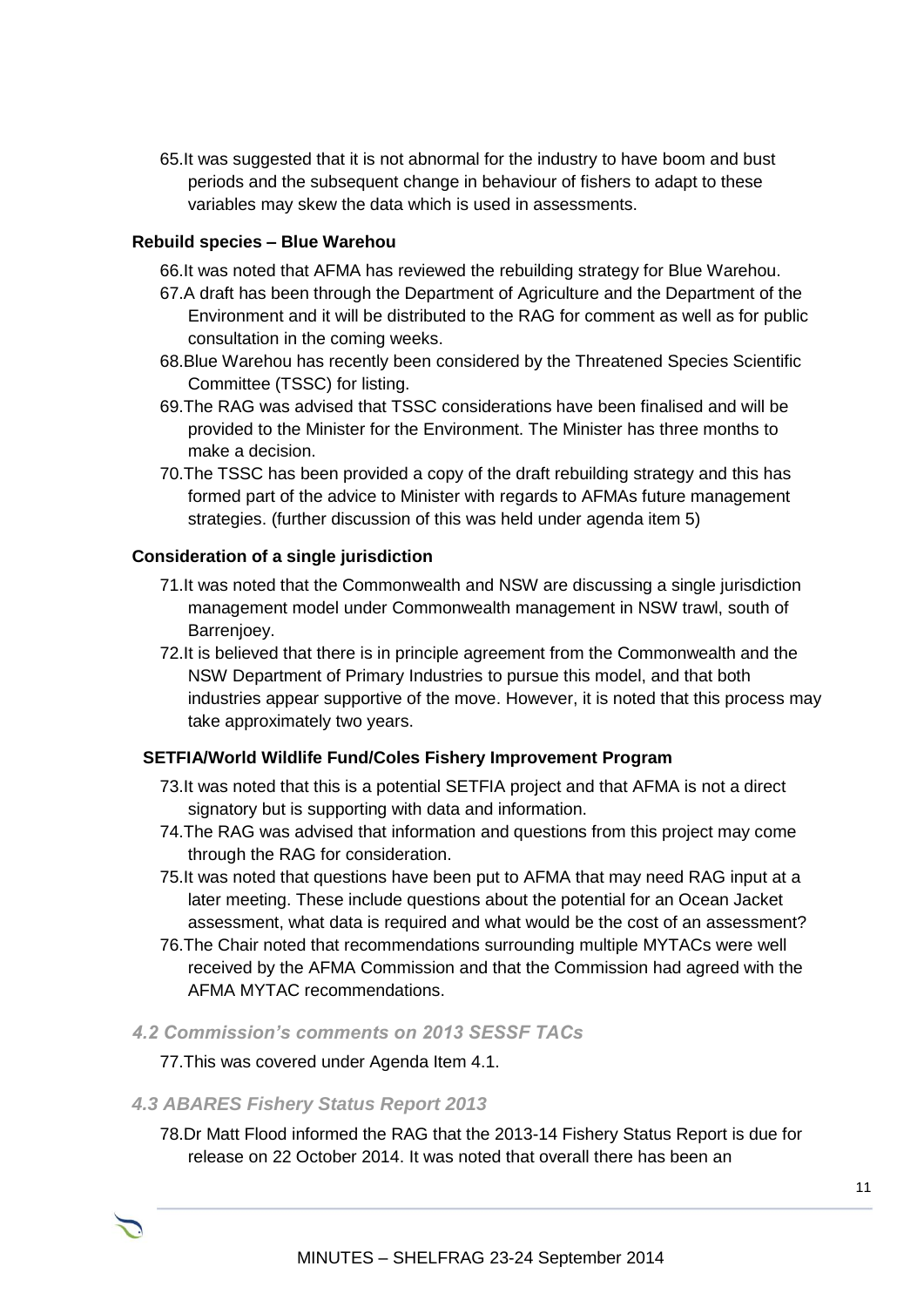65. It was suggested that it is not abnormal for the industry to have boom and bust periods and the subsequent change in behaviour of fishers to adapt to these variables may skew the data which is used in assessments.

**Rebuild species – Blue Warehou**

66. It was noted that AFMA has reviewed the rebuilding strategy for Blue Warehou.
67. A draft has been through the Department of Agriculture and the Department of the Environment and it will be distributed to the RAG for comment as well as for public consultation in the coming weeks.
68. Blue Warehou has recently been considered by the Threatened Species Scientific Committee (TSSC) for listing.
69. The RAG was advised that TSSC considerations have been finalised and will be provided to the Minister for the Environment. The Minister has three months to make a decision.
70. The TSSC has been provided a copy of the draft rebuilding strategy and this has formed part of the advice to Minister with regards to AFMAs future management strategies. (further discussion of this was held under agenda item 5)

**Consideration of a single jurisdiction**

71. It was noted that the Commonwealth and NSW are discussing a single jurisdiction management model under Commonwealth management in NSW trawl, south of Barrenjoey.
72. It is believed that there is in principle agreement from the Commonwealth and the NSW Department of Primary Industries to pursue this model, and that both industries appear supportive of the move. However, it is noted that this process may take approximately two years.

**SETFIA/World Wildlife Fund/Coles Fishery Improvement Program**

73. It was noted that this is a potential SETFIA project and that AFMA is not a direct signatory but is supporting with data and information.
74. The RAG was advised that information and questions from this project may come through the RAG for consideration.
75. It was noted that questions have been put to AFMA that may need RAG input at a later meeting. These include questions about the potential for an Ocean Jacket assessment, what data is required and what would be the cost of an assessment?
76. The Chair noted that recommendations surrounding multiple MYTACs were well received by the AFMA Commission and that the Commission had agreed with the AFMA MYTAC recommendations.

### *4.2 Commission's comments on 2013 SESSF TACs*

77. This was covered under Agenda Item 4.1.

### *4.3 ABARES Fishery Status Report 2013*

78. Dr Matt Flood informed the RAG that the 2013-14 Fishery Status Report is due for release on 22 October 2014. It was noted that overall there has been an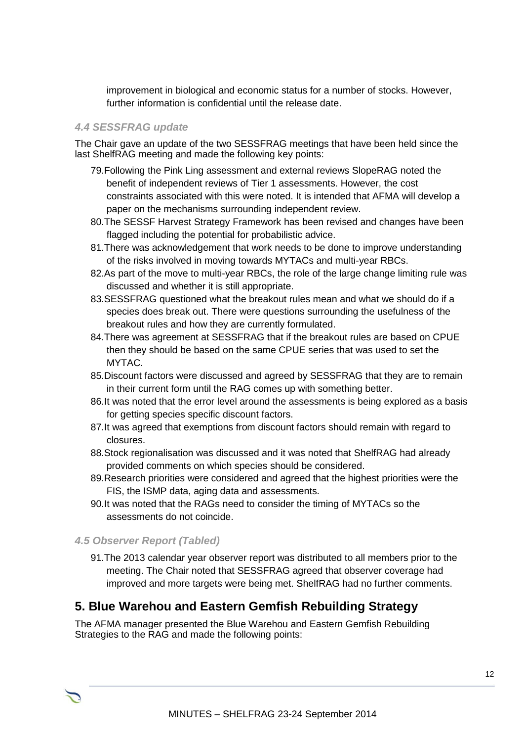improvement in biological and economic status for a number of stocks. However, further information is confidential until the release date.

### *4.4 SESSFRAG update*

The Chair gave an update of the two SESSFRAG meetings that have been held since the last ShelfRAG meeting and made the following key points:

79. Following the Pink Ling assessment and external reviews SlopeRAG noted the benefit of independent reviews of Tier 1 assessments. However, the cost constraints associated with this were noted. It is intended that AFMA will develop a paper on the mechanisms surrounding independent review.
80. The SESSF Harvest Strategy Framework has been revised and changes have been flagged including the potential for probabilistic advice.
81. There was acknowledgement that work needs to be done to improve understanding of the risks involved in moving towards MYTACs and multi-year RBCs.
82. As part of the move to multi-year RBCs, the role of the large change limiting rule was discussed and whether it is still appropriate.
83. SESSFRAG questioned what the breakout rules mean and what we should do if a species does break out. There were questions surrounding the usefulness of the breakout rules and how they are currently formulated.
84. There was agreement at SESSFRAG that if the breakout rules are based on CPUE then they should be based on the same CPUE series that was used to set the MYTAC.
85. Discount factors were discussed and agreed by SESSFRAG that they are to remain in their current form until the RAG comes up with something better.
86. It was noted that the error level around the assessments is being explored as a basis for getting species specific discount factors.
87. It was agreed that exemptions from discount factors should remain with regard to closures.
88. Stock regionalisation was discussed and it was noted that ShelfRAG had already provided comments on which species should be considered.
89. Research priorities were considered and agreed that the highest priorities were the FIS, the ISMP data, aging data and assessments.
90. It was noted that the RAGs need to consider the timing of MYTACs so the assessments do not coincide.

### *4.5 Observer Report (Tabled)*

91. The 2013 calendar year observer report was distributed to all members prior to the meeting. The Chair noted that SESSFRAG agreed that observer coverage had improved and more targets were being met. ShelfRAG had no further comments.

## 5. Blue Warehou and Eastern Gemfish Rebuilding Strategy

The AFMA manager presented the Blue Warehou and Eastern Gemfish Rebuilding Strategies to the RAG and made the following points: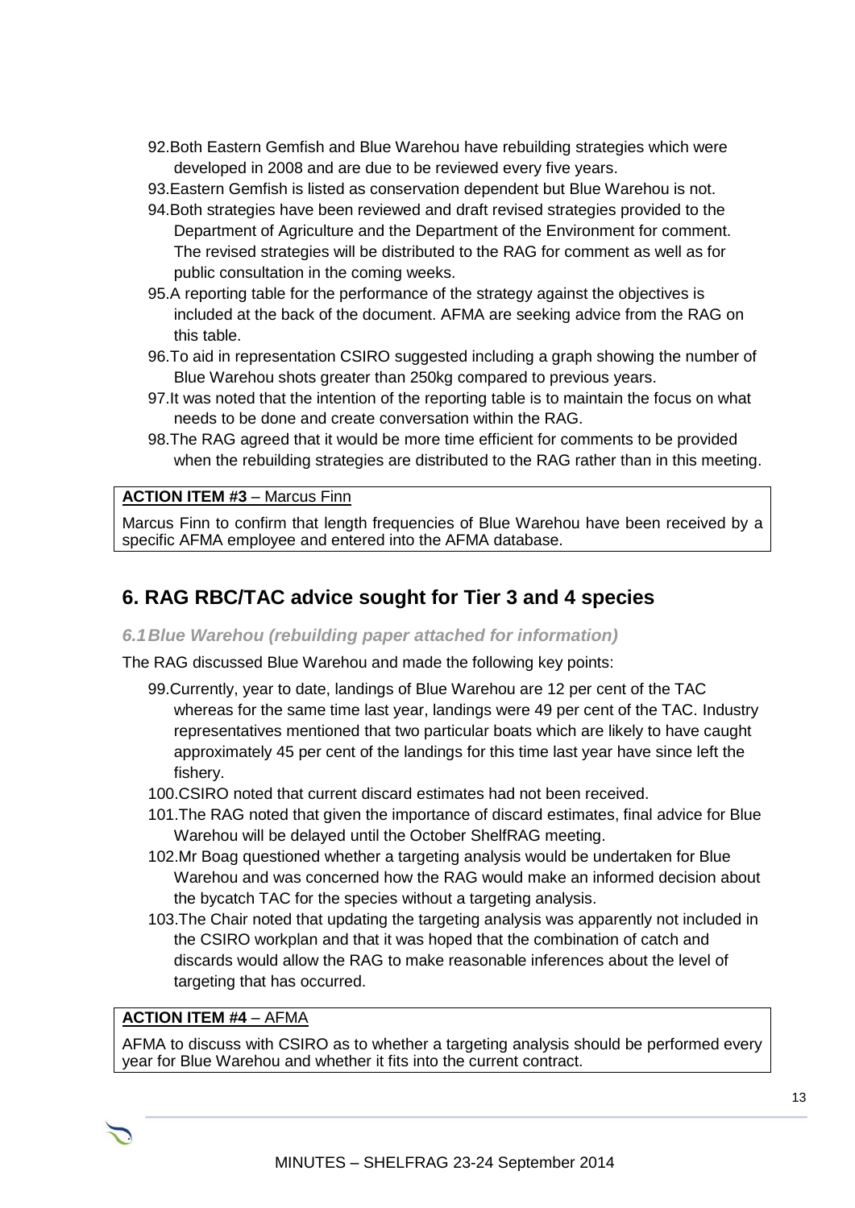92. Both Eastern Gemfish and Blue Warehou have rebuilding strategies which were developed in 2008 and are due to be reviewed every five years.
93. Eastern Gemfish is listed as conservation dependent but Blue Warehou is not.
94. Both strategies have been reviewed and draft revised strategies provided to the Department of Agriculture and the Department of the Environment for comment. The revised strategies will be distributed to the RAG for comment as well as for public consultation in the coming weeks.
95. A reporting table for the performance of the strategy against the objectives is included at the back of the document. AFMA are seeking advice from the RAG on this table.
96. To aid in representation CSIRO suggested including a graph showing the number of Blue Warehou shots greater than 250kg compared to previous years.
97. It was noted that the intention of the reporting table is to maintain the focus on what needs to be done and create conversation within the RAG.
98. The RAG agreed that it would be more time efficient for comments to be provided when the rebuilding strategies are distributed to the RAG rather than in this meeting.

| **ACTION ITEM #3** – Marcus Finn |
|---|
| Marcus Finn to confirm that length frequencies of Blue Warehou have been received by a specific AFMA employee and entered into the AFMA database. |

## 6. RAG RBC/TAC advice sought for Tier 3 and 4 species

### *6.1 Blue Warehou (rebuilding paper attached for information)*

The RAG discussed Blue Warehou and made the following key points:

99. Currently, year to date, landings of Blue Warehou are 12 per cent of the TAC whereas for the same time last year, landings were 49 per cent of the TAC. Industry representatives mentioned that two particular boats which are likely to have caught approximately 45 per cent of the landings for this time last year have since left the fishery.
100. CSIRO noted that current discard estimates had not been received.
101. The RAG noted that given the importance of discard estimates, final advice for Blue Warehou will be delayed until the October ShelfRAG meeting.
102. Mr Boag questioned whether a targeting analysis would be undertaken for Blue Warehou and was concerned how the RAG would make an informed decision about the bycatch TAC for the species without a targeting analysis.
103. The Chair noted that updating the targeting analysis was apparently not included in the CSIRO workplan and that it was hoped that the combination of catch and discards would allow the RAG to make reasonable inferences about the level of targeting that has occurred.

| **ACTION ITEM #4** – AFMA |
|---|
| AFMA to discuss with CSIRO as to whether a targeting analysis should be performed every year for Blue Warehou and whether it fits into the current contract. |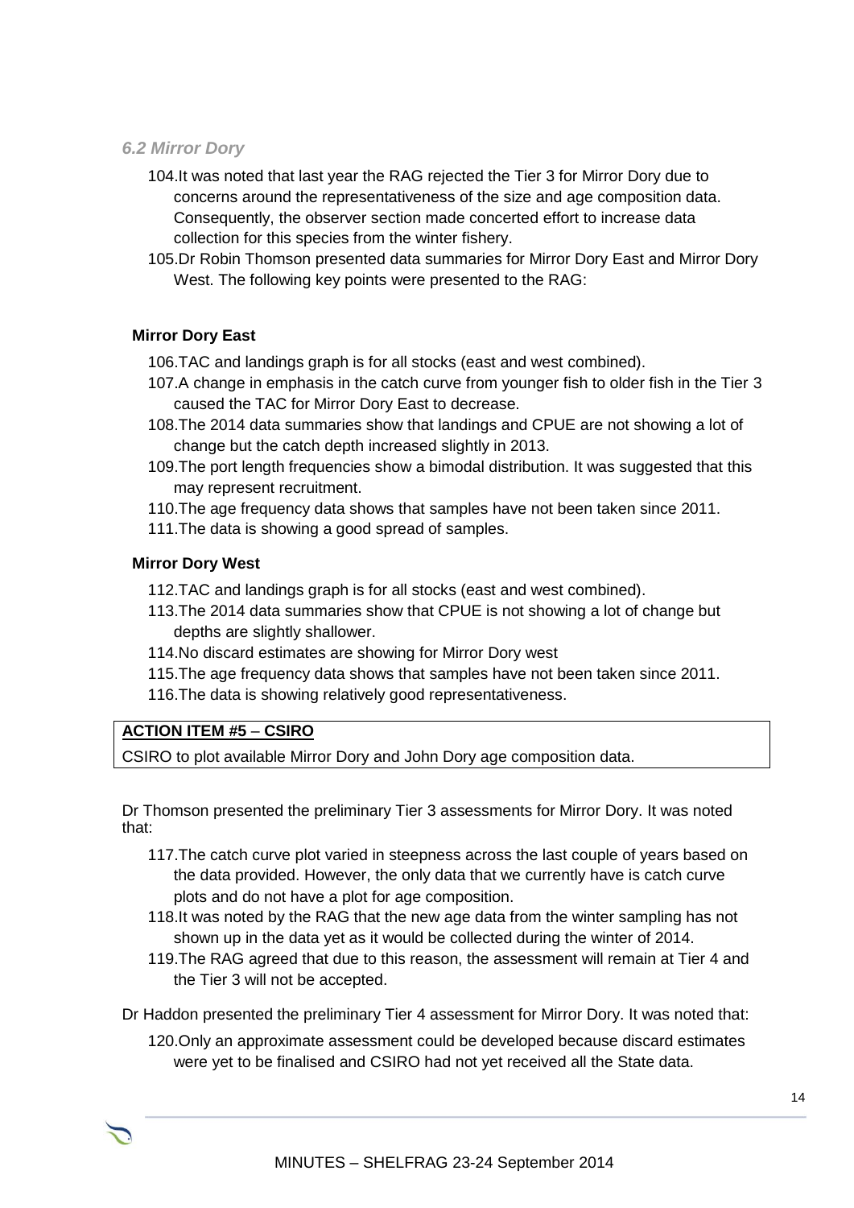### *6.2 Mirror Dory*

104. It was noted that last year the RAG rejected the Tier 3 for Mirror Dory due to concerns around the representativeness of the size and age composition data. Consequently, the observer section made concerted effort to increase data collection for this species from the winter fishery.
105. Dr Robin Thomson presented data summaries for Mirror Dory East and Mirror Dory West. The following key points were presented to the RAG:

**Mirror Dory East**

106. TAC and landings graph is for all stocks (east and west combined).
107. A change in emphasis in the catch curve from younger fish to older fish in the Tier 3 caused the TAC for Mirror Dory East to decrease.
108. The 2014 data summaries show that landings and CPUE are not showing a lot of change but the catch depth increased slightly in 2013.
109. The port length frequencies show a bimodal distribution. It was suggested that this may represent recruitment.
110. The age frequency data shows that samples have not been taken since 2011.
111. The data is showing a good spread of samples.

**Mirror Dory West**

112. TAC and landings graph is for all stocks (east and west combined).
113. The 2014 data summaries show that CPUE is not showing a lot of change but depths are slightly shallower.
114. No discard estimates are showing for Mirror Dory west
115. The age frequency data shows that samples have not been taken since 2011.
116. The data is showing relatively good representativeness.

| **ACTION ITEM #5 – CSIRO** |
|---|
| CSIRO to plot available Mirror Dory and John Dory age composition data. |

Dr Thomson presented the preliminary Tier 3 assessments for Mirror Dory. It was noted that:

117. The catch curve plot varied in steepness across the last couple of years based on the data provided. However, the only data that we currently have is catch curve plots and do not have a plot for age composition.
118. It was noted by the RAG that the new age data from the winter sampling has not shown up in the data yet as it would be collected during the winter of 2014.
119. The RAG agreed that due to this reason, the assessment will remain at Tier 4 and the Tier 3 will not be accepted.

Dr Haddon presented the preliminary Tier 4 assessment for Mirror Dory. It was noted that:

120. Only an approximate assessment could be developed because discard estimates were yet to be finalised and CSIRO had not yet received all the State data.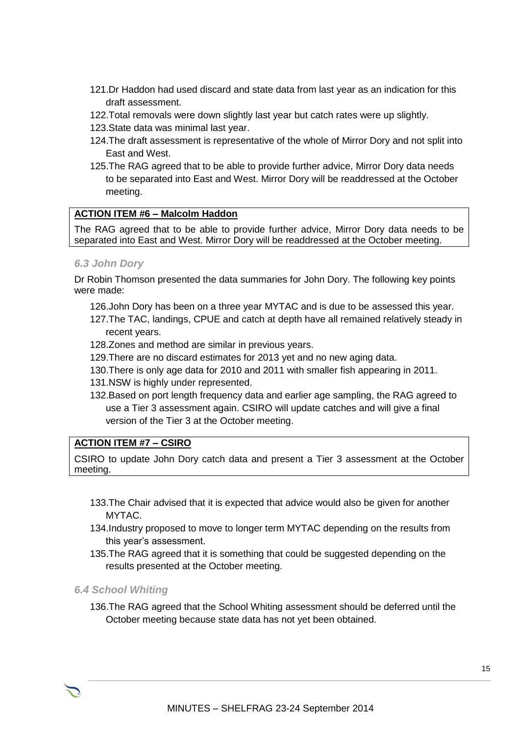121. Dr Haddon had used discard and state data from last year as an indication for this draft assessment.
122. Total removals were down slightly last year but catch rates were up slightly.
123. State data was minimal last year.
124. The draft assessment is representative of the whole of Mirror Dory and not split into East and West.
125. The RAG agreed that to be able to provide further advice, Mirror Dory data needs to be separated into East and West. Mirror Dory will be readdressed at the October meeting.

**ACTION ITEM #6 – Malcolm Haddon**

The RAG agreed that to be able to provide further advice, Mirror Dory data needs to be separated into East and West. Mirror Dory will be readdressed at the October meeting.

### *6.3 John Dory*

Dr Robin Thomson presented the data summaries for John Dory. The following key points were made:

126. John Dory has been on a three year MYTAC and is due to be assessed this year.
127. The TAC, landings, CPUE and catch at depth have all remained relatively steady in recent years.
128. Zones and method are similar in previous years.
129. There are no discard estimates for 2013 yet and no new aging data.
130. There is only age data for 2010 and 2011 with smaller fish appearing in 2011.
131. NSW is highly under represented.
132. Based on port length frequency data and earlier age sampling, the RAG agreed to use a Tier 3 assessment again. CSIRO will update catches and will give a final version of the Tier 3 at the October meeting.

**ACTION ITEM #7 – CSIRO**

CSIRO to update John Dory catch data and present a Tier 3 assessment at the October meeting.

133. The Chair advised that it is expected that advice would also be given for another MYTAC.
134. Industry proposed to move to longer term MYTAC depending on the results from this year's assessment.
135. The RAG agreed that it is something that could be suggested depending on the results presented at the October meeting.

### *6.4 School Whiting*

136. The RAG agreed that the School Whiting assessment should be deferred until the October meeting because state data has not yet been obtained.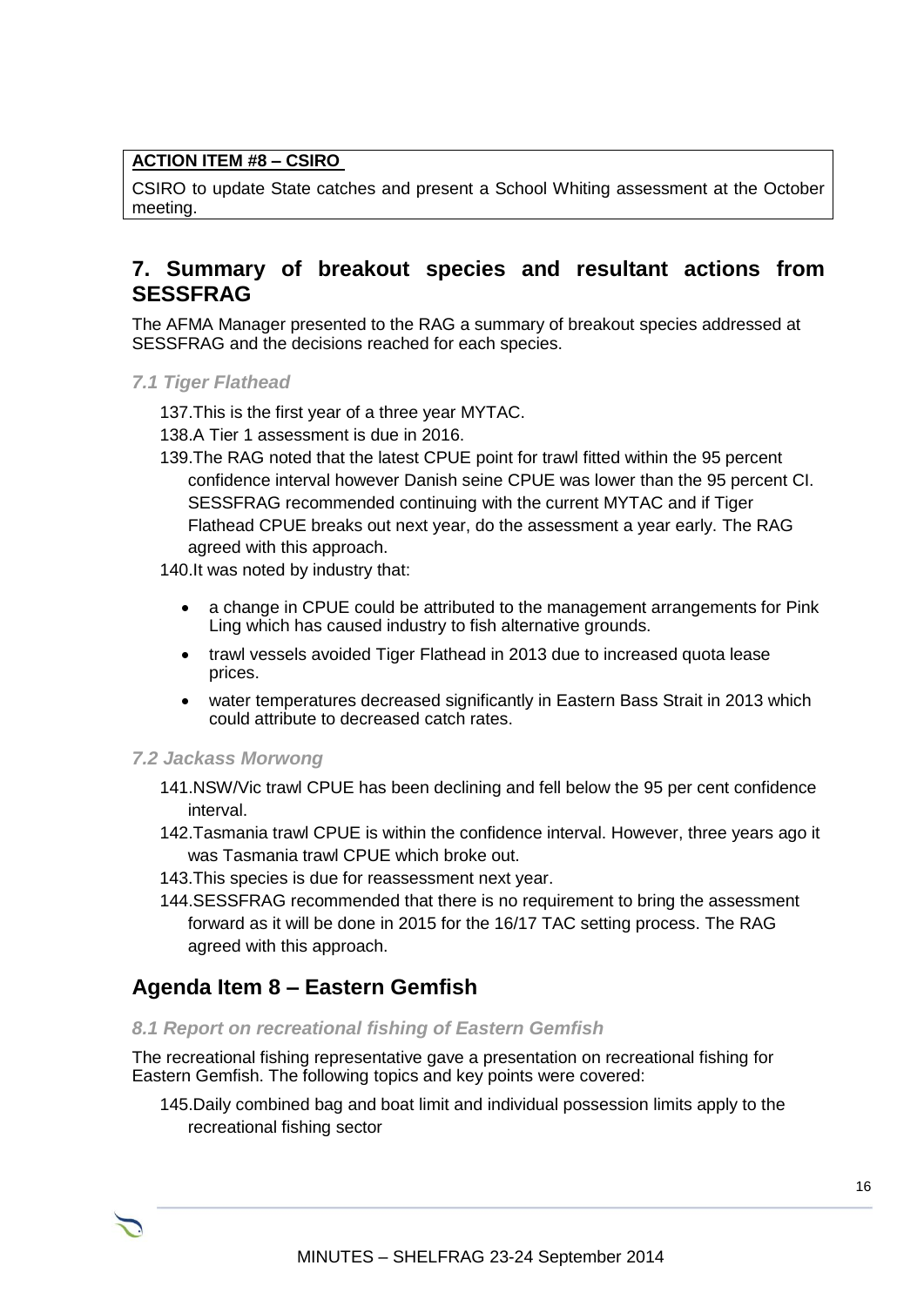**ACTION ITEM #8 – CSIRO**

CSIRO to update State catches and present a School Whiting assessment at the October meeting.

## 7. Summary of breakout species and resultant actions from SESSFRAG

The AFMA Manager presented to the RAG a summary of breakout species addressed at SESSFRAG and the decisions reached for each species.

### *7.1 Tiger Flathead*

137. This is the first year of a three year MYTAC.
138. A Tier 1 assessment is due in 2016.
139. The RAG noted that the latest CPUE point for trawl fitted within the 95 percent confidence interval however Danish seine CPUE was lower than the 95 percent CI. SESSFRAG recommended continuing with the current MYTAC and if Tiger Flathead CPUE breaks out next year, do the assessment a year early. The RAG agreed with this approach.
140. It was noted by industry that:

    - a change in CPUE could be attributed to the management arrangements for Pink Ling which has caused industry to fish alternative grounds.
    - trawl vessels avoided Tiger Flathead in 2013 due to increased quota lease prices.
    - water temperatures decreased significantly in Eastern Bass Strait in 2013 which could attribute to decreased catch rates.

### *7.2 Jackass Morwong*

141. NSW/Vic trawl CPUE has been declining and fell below the 95 per cent confidence interval.
142. Tasmania trawl CPUE is within the confidence interval. However, three years ago it was Tasmania trawl CPUE which broke out.
143. This species is due for reassessment next year.
144. SESSFRAG recommended that there is no requirement to bring the assessment forward as it will be done in 2015 for the 16/17 TAC setting process. The RAG agreed with this approach.

## Agenda Item 8 – Eastern Gemfish

### *8.1 Report on recreational fishing of Eastern Gemfish*

The recreational fishing representative gave a presentation on recreational fishing for Eastern Gemfish. The following topics and key points were covered:

145. Daily combined bag and boat limit and individual possession limits apply to the recreational fishing sector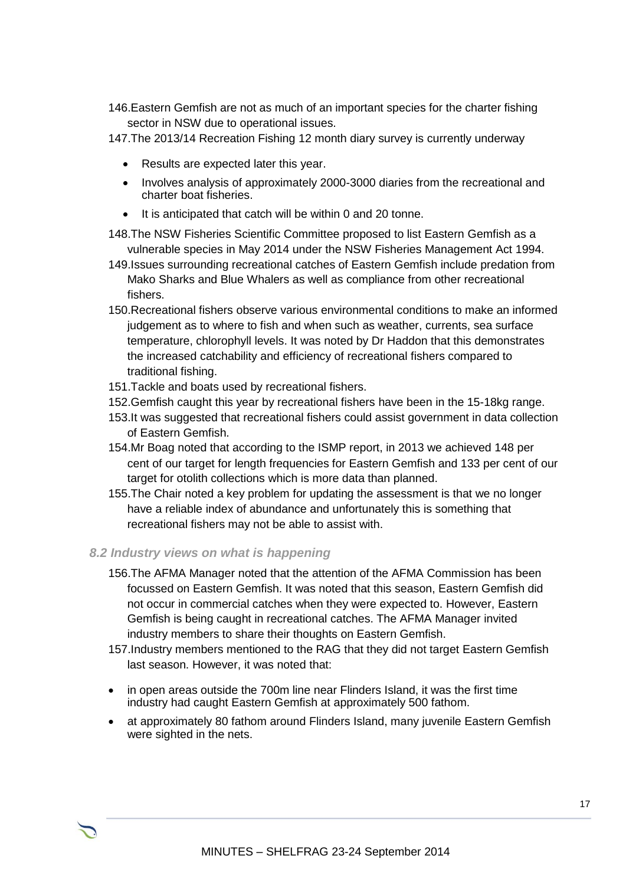146. Eastern Gemfish are not as much of an important species for the charter fishing sector in NSW due to operational issues.
147. The 2013/14 Recreation Fishing 12 month diary survey is currently underway
    - Results are expected later this year.
    - Involves analysis of approximately 2000-3000 diaries from the recreational and charter boat fisheries.
    - It is anticipated that catch will be within 0 and 20 tonne.
148. The NSW Fisheries Scientific Committee proposed to list Eastern Gemfish as a vulnerable species in May 2014 under the NSW Fisheries Management Act 1994.
149. Issues surrounding recreational catches of Eastern Gemfish include predation from Mako Sharks and Blue Whalers as well as compliance from other recreational fishers.
150. Recreational fishers observe various environmental conditions to make an informed judgement as to where to fish and when such as weather, currents, sea surface temperature, chlorophyll levels. It was noted by Dr Haddon that this demonstrates the increased catchability and efficiency of recreational fishers compared to traditional fishing.
151. Tackle and boats used by recreational fishers.
152. Gemfish caught this year by recreational fishers have been in the 15-18kg range.
153. It was suggested that recreational fishers could assist government in data collection of Eastern Gemfish.
154. Mr Boag noted that according to the ISMP report, in 2013 we achieved 148 per cent of our target for length frequencies for Eastern Gemfish and 133 per cent of our target for otolith collections which is more data than planned.
155. The Chair noted a key problem for updating the assessment is that we no longer have a reliable index of abundance and unfortunately this is something that recreational fishers may not be able to assist with.

### *8.2 Industry views on what is happening*

156. The AFMA Manager noted that the attention of the AFMA Commission has been focussed on Eastern Gemfish. It was noted that this season, Eastern Gemfish did not occur in commercial catches when they were expected to. However, Eastern Gemfish is being caught in recreational catches. The AFMA Manager invited industry members to share their thoughts on Eastern Gemfish.
157. Industry members mentioned to the RAG that they did not target Eastern Gemfish last season. However, it was noted that:

- in open areas outside the 700m line near Flinders Island, it was the first time industry had caught Eastern Gemfish at approximately 500 fathom.
- at approximately 80 fathom around Flinders Island, many juvenile Eastern Gemfish were sighted in the nets.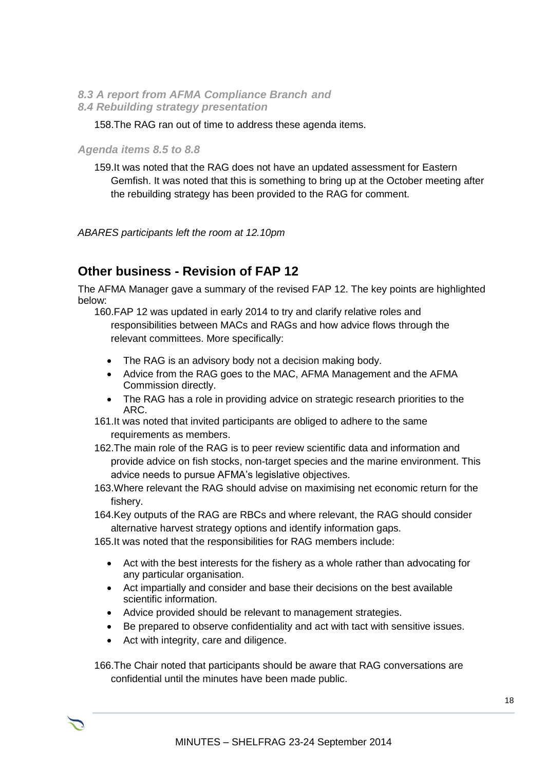*8.3 A report from AFMA Compliance Branch and*
*8.4 Rebuilding strategy presentation*

158. The RAG ran out of time to address these agenda items.

*Agenda items 8.5 to 8.8*

159. It was noted that the RAG does not have an updated assessment for Eastern Gemfish. It was noted that this is something to bring up at the October meeting after the rebuilding strategy has been provided to the RAG for comment.

*ABARES participants left the room at 12.10pm*

## Other business - Revision of FAP 12

The AFMA Manager gave a summary of the revised FAP 12. The key points are highlighted below:

160. FAP 12 was updated in early 2014 to try and clarify relative roles and responsibilities between MACs and RAGs and how advice flows through the relevant committees. More specifically:
    - The RAG is an advisory body not a decision making body.
    - Advice from the RAG goes to the MAC, AFMA Management and the AFMA Commission directly.
    - The RAG has a role in providing advice on strategic research priorities to the ARC.
161. It was noted that invited participants are obliged to adhere to the same requirements as members.
162. The main role of the RAG is to peer review scientific data and information and provide advice on fish stocks, non-target species and the marine environment. This advice needs to pursue AFMA's legislative objectives.
163. Where relevant the RAG should advise on maximising net economic return for the fishery.
164. Key outputs of the RAG are RBCs and where relevant, the RAG should consider alternative harvest strategy options and identify information gaps.
165. It was noted that the responsibilities for RAG members include:
    - Act with the best interests for the fishery as a whole rather than advocating for any particular organisation.
    - Act impartially and consider and base their decisions on the best available scientific information.
    - Advice provided should be relevant to management strategies.
    - Be prepared to observe confidentiality and act with tact with sensitive issues.
    - Act with integrity, care and diligence.
166. The Chair noted that participants should be aware that RAG conversations are confidential until the minutes have been made public.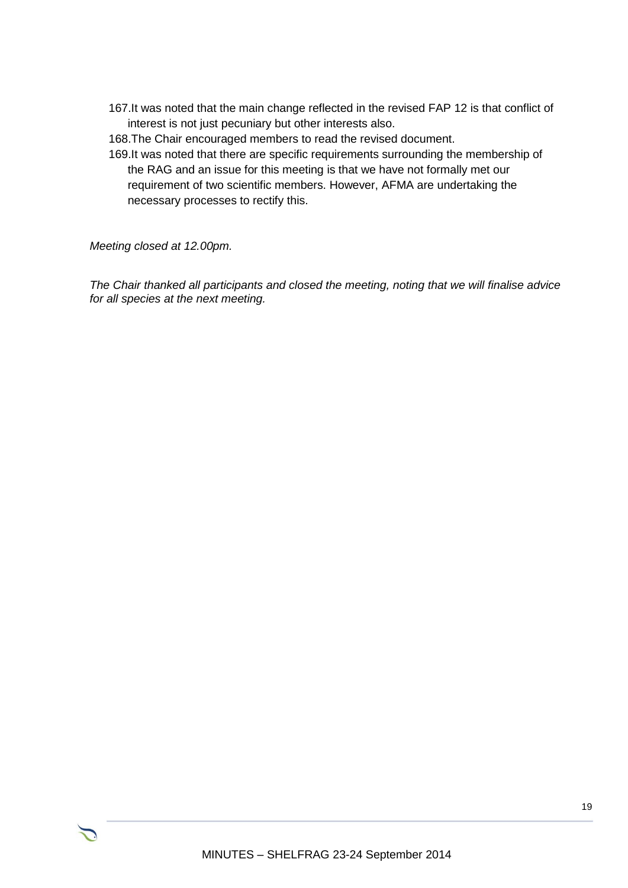167. It was noted that the main change reflected in the revised FAP 12 is that conflict of interest is not just pecuniary but other interests also.
168. The Chair encouraged members to read the revised document.
169. It was noted that there are specific requirements surrounding the membership of the RAG and an issue for this meeting is that we have not formally met our requirement of two scientific members. However, AFMA are undertaking the necessary processes to rectify this.

*Meeting closed at 12.00pm.*

*The Chair thanked all participants and closed the meeting, noting that we will finalise advice for all species at the next meeting.*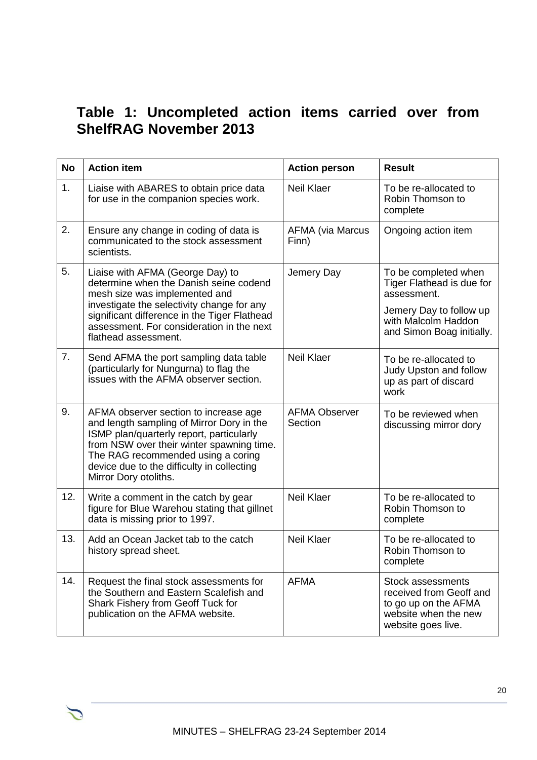## Table 1: Uncompleted action items carried over from ShelfRAG November 2013

| No | Action item | Action person | Result |
|---|---|---|---|
| 1. | Liaise with ABARES to obtain price data for use in the companion species work. | Neil Klaer | To be re-allocated to Robin Thomson to complete |
| 2. | Ensure any change in coding of data is communicated to the stock assessment scientists. | AFMA (via Marcus Finn) | Ongoing action item |
| 5. | Liaise with AFMA (George Day) to determine when the Danish seine codend mesh size was implemented and investigate the selectivity change for any significant difference in the Tiger Flathead assessment. For consideration in the next flathead assessment. | Jemery Day | To be completed when Tiger Flathead is due for assessment.<br><br>Jemery Day to follow up with Malcolm Haddon and Simon Boag initially. |
| 7. | Send AFMA the port sampling data table (particularly for Nungurna) to flag the issues with the AFMA observer section. | Neil Klaer | To be re-allocated to Judy Upston and follow up as part of discard work |
| 9. | AFMA observer section to increase age and length sampling of Mirror Dory in the ISMP plan/quarterly report, particularly from NSW over their winter spawning time. The RAG recommended using a coring device due to the difficulty in collecting Mirror Dory otoliths. | AFMA Observer Section | To be reviewed when discussing mirror dory |
| 12. | Write a comment in the catch by gear figure for Blue Warehou stating that gillnet data is missing prior to 1997. | Neil Klaer | To be re-allocated to Robin Thomson to complete |
| 13. | Add an Ocean Jacket tab to the catch history spread sheet. | Neil Klaer | To be re-allocated to Robin Thomson to complete |
| 14. | Request the final stock assessments for the Southern and Eastern Scalefish and Shark Fishery from Geoff Tuck for publication on the AFMA website. | AFMA | Stock assessments received from Geoff and to go up on the AFMA website when the new website goes live. |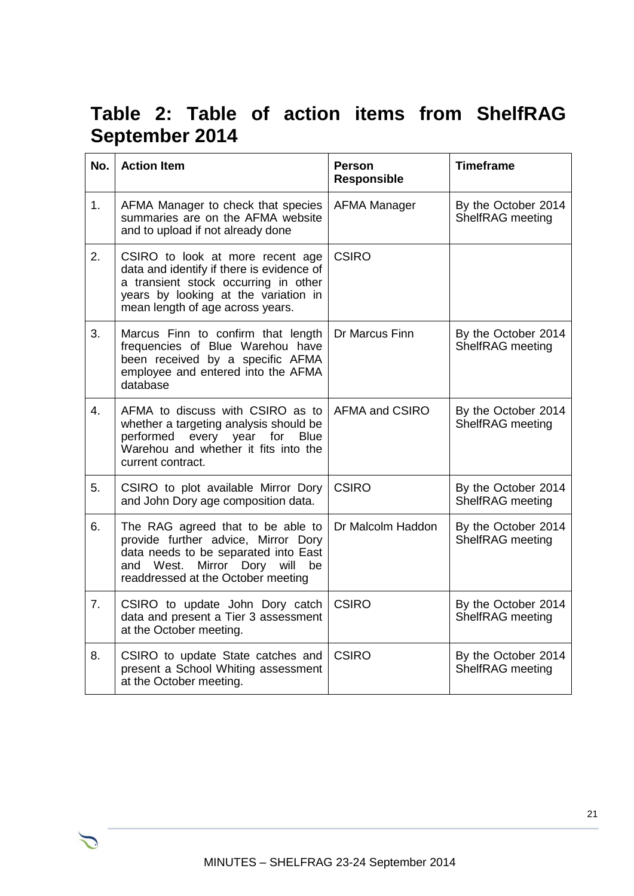# Table 2: Table of action items from ShelfRAG September 2014

| No. | Action Item | Person Responsible | Timeframe |
|---|---|---|---|
| 1. | AFMA Manager to check that species summaries are on the AFMA website and to upload if not already done | AFMA Manager | By the October 2014 ShelfRAG meeting |
| 2. | CSIRO to look at more recent age data and identify if there is evidence of a transient stock occurring in other years by looking at the variation in mean length of age across years. | CSIRO | |
| 3. | Marcus Finn to confirm that length frequencies of Blue Warehou have been received by a specific AFMA employee and entered into the AFMA database | Dr Marcus Finn | By the October 2014 ShelfRAG meeting |
| 4. | AFMA to discuss with CSIRO as to whether a targeting analysis should be performed every year for Blue Warehou and whether it fits into the current contract. | AFMA and CSIRO | By the October 2014 ShelfRAG meeting |
| 5. | CSIRO to plot available Mirror Dory and John Dory age composition data. | CSIRO | By the October 2014 ShelfRAG meeting |
| 6. | The RAG agreed that to be able to provide further advice, Mirror Dory data needs to be separated into East and West. Mirror Dory will be readdressed at the October meeting | Dr Malcolm Haddon | By the October 2014 ShelfRAG meeting |
| 7. | CSIRO to update John Dory catch data and present a Tier 3 assessment at the October meeting. | CSIRO | By the October 2014 ShelfRAG meeting |
| 8. | CSIRO to update State catches and present a School Whiting assessment at the October meeting. | CSIRO | By the October 2014 ShelfRAG meeting |